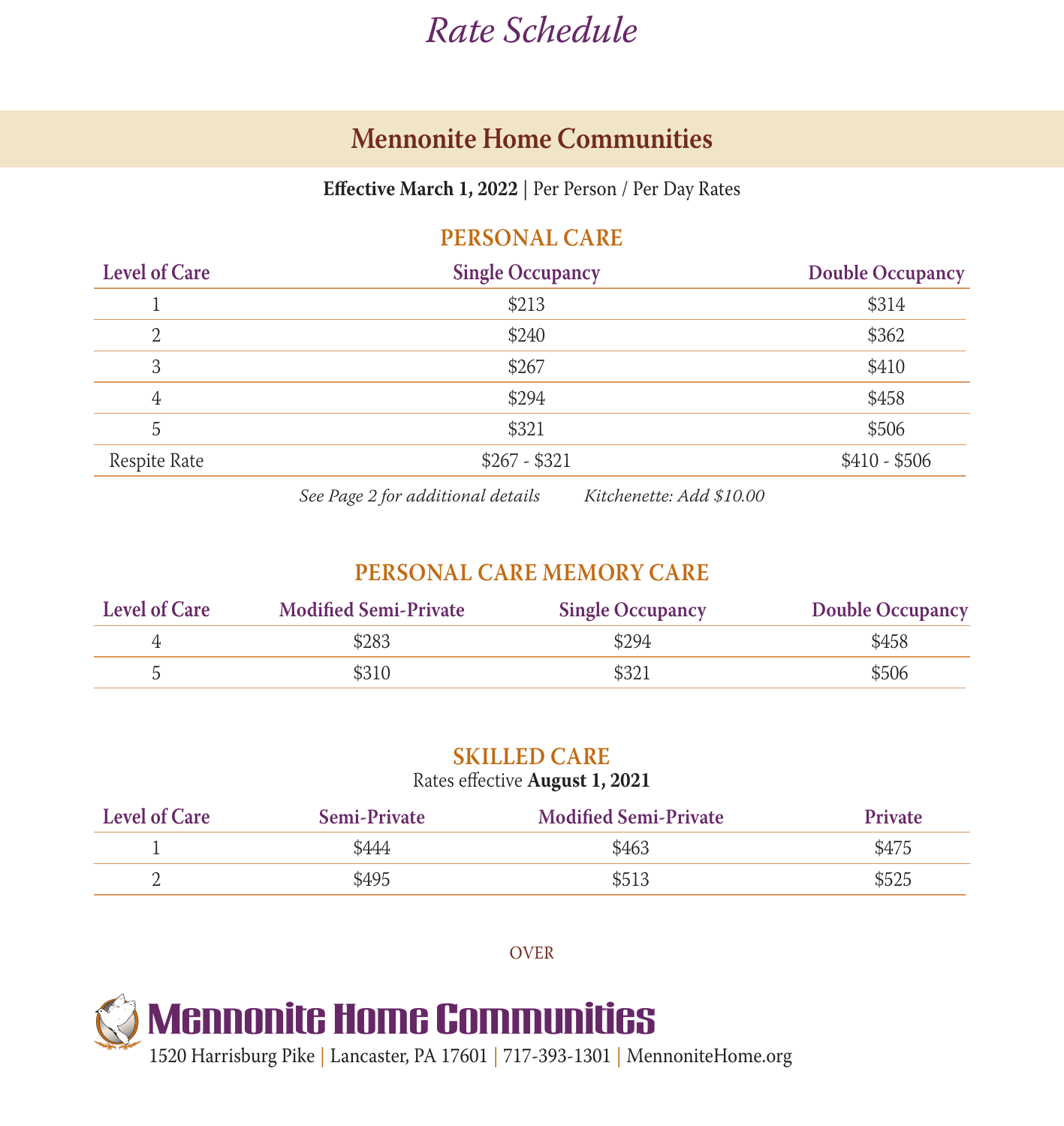# *Rate Schedule*

## Mennonite Home Communities

**Effective March 1, 2022** | Per Person / Per Day Rates

### PERSONAL CARE

| Level of Care | Single Occupancy | Double Occupancy |
|---|---|---|
| 1 | $213 | $314 |
| 2 | $240 | $362 |
| 3 | $267 | $410 |
| 4 | $294 | $458 |
| 5 | $321 | $506 |
| Respite Rate | $267 - $321 | $410 - $506 |

*See Page 2 for additional details* *Kitchenette: Add $10.00*

### PERSONAL CARE MEMORY CARE

| Level of Care | Modified Semi-Private | Single Occupancy | Double Occupancy |
|---|---|---|---|
| 4 | $283 | $294 | $458 |
| 5 | $310 | $321 | $506 |

### SKILLED CARE

Rates effective **August 1, 2021**

| Level of Care | Semi-Private | Modified Semi-Private | Private |
|---|---|---|---|
| 1 | $444 | $463 | $475 |
| 2 | $495 | $513 | $525 |

OVER

**Mennonite Home Communities**

1520 Harrisburg Pike | Lancaster, PA 17601 | 717-393-1301 | MennoniteHome.org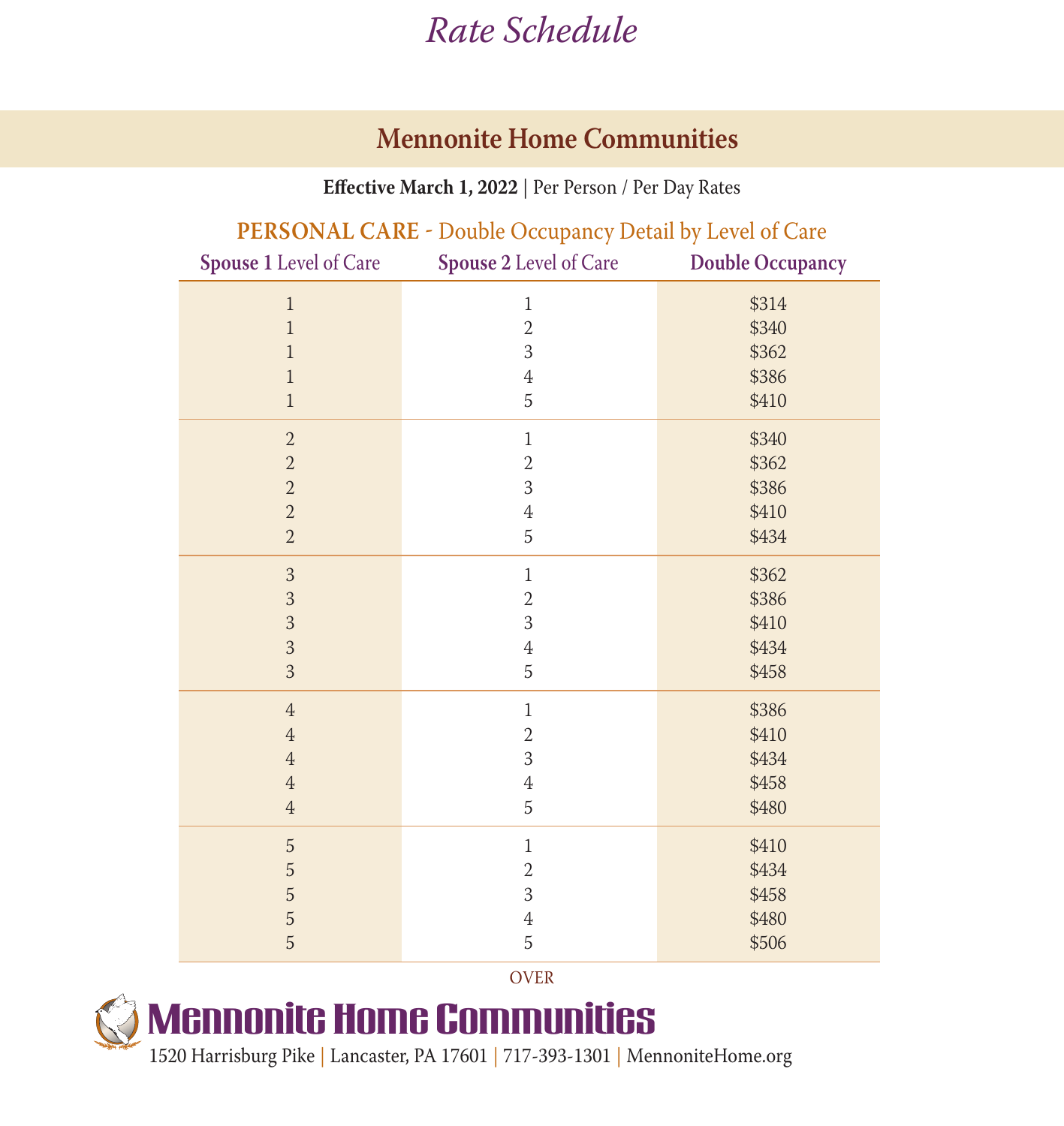# *Rate Schedule*

## Mennonite Home Communities

**Effective March 1, 2022** | Per Person / Per Day Rates

### PERSONAL CARE - Double Occupancy Detail by Level of Care

| **Spouse 1** Level of Care | **Spouse 2** Level of Care | **Double Occupancy** |
|---|---|---|
| 1 | 1 | $314 |
| 1 | 2 | $340 |
| 1 | 3 | $362 |
| 1 | 4 | $386 |
| 1 | 5 | $410 |
| 2 | 1 | $340 |
| 2 | 2 | $362 |
| 2 | 3 | $386 |
| 2 | 4 | $410 |
| 2 | 5 | $434 |
| 3 | 1 | $362 |
| 3 | 2 | $386 |
| 3 | 3 | $410 |
| 3 | 4 | $434 |
| 3 | 5 | $458 |
| 4 | 1 | $386 |
| 4 | 2 | $410 |
| 4 | 3 | $434 |
| 4 | 4 | $458 |
| 4 | 5 | $480 |
| 5 | 1 | $410 |
| 5 | 2 | $434 |
| 5 | 3 | $458 |
| 5 | 4 | $480 |
| 5 | 5 | $506 |

OVER

**Mennonite Home Communities**

1520 Harrisburg Pike | Lancaster, PA 17601 | 717-393-1301 | MennoniteHome.org